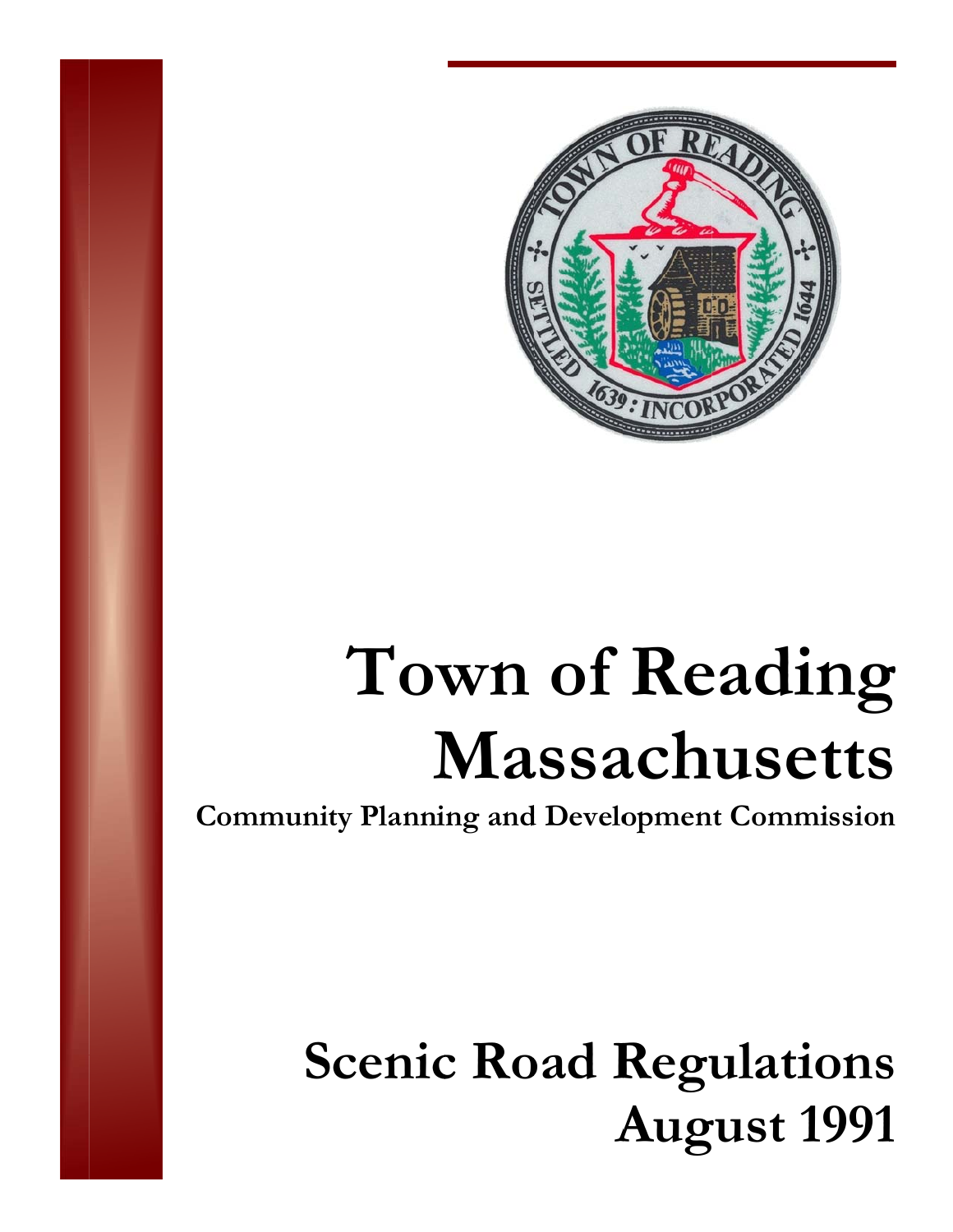# Town of Reading Massachusetts

**Community Planning and Development Commission**

# Scenic Road Regulations August 1991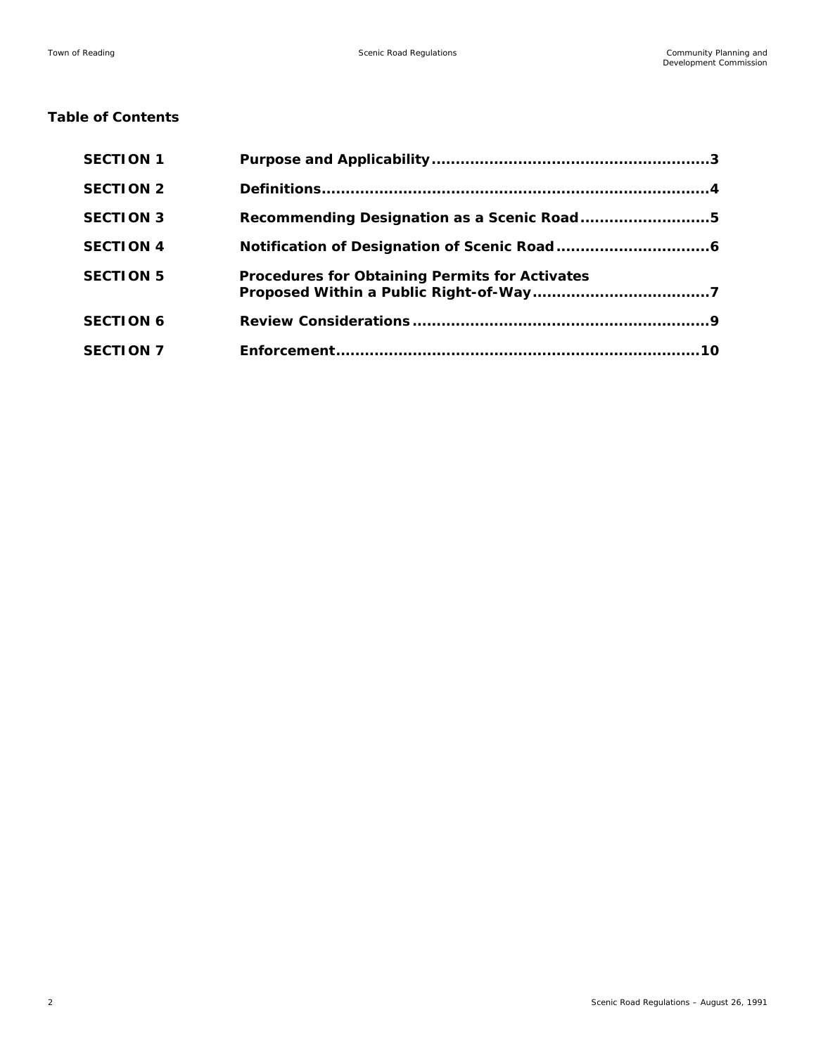**Table of Contents**

| | | |
|---|---|---|
| **SECTION 1** | **Purpose and Applicability** | **3** |
| **SECTION 2** | **Definitions** | **4** |
| **SECTION 3** | **Recommending Designation as a Scenic Road** | **5** |
| **SECTION 4** | **Notification of Designation of Scenic Road** | **6** |
| **SECTION 5** | **Procedures for Obtaining Permits for Activates Proposed Within a Public Right-of-Way** | **7** |
| **SECTION 6** | **Review Considerations** | **9** |
| **SECTION 7** | **Enforcement** | **10** |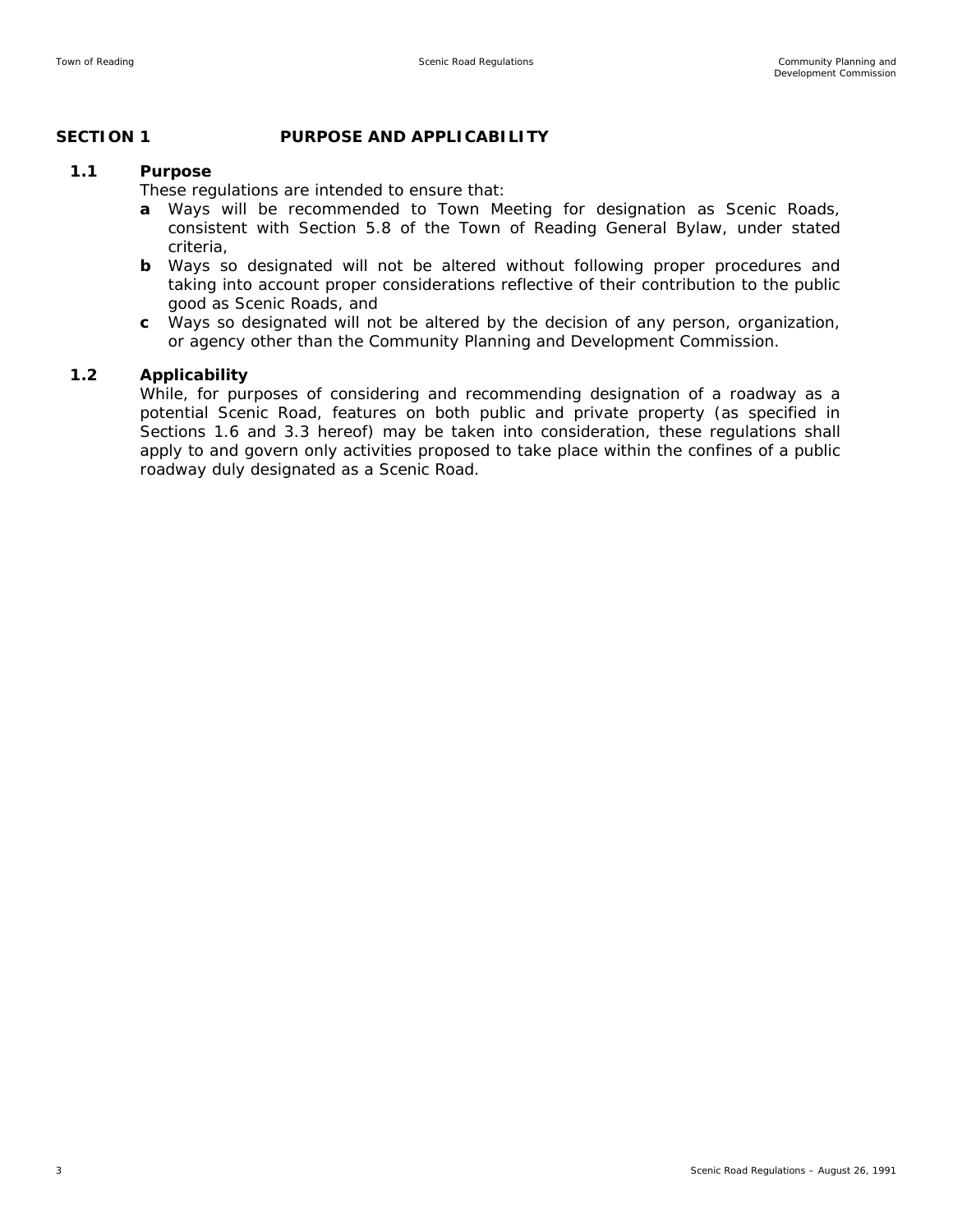## SECTION 1 PURPOSE AND APPLICABILITY

### 1.1 Purpose

These regulations are intended to ensure that:

- **a** Ways will be recommended to Town Meeting for designation as Scenic Roads, consistent with Section 5.8 of the Town of Reading General Bylaw, under stated criteria,
- **b** Ways so designated will not be altered without following proper procedures and taking into account proper considerations reflective of their contribution to the public good as Scenic Roads, and
- **c** Ways so designated will not be altered by the decision of any person, organization, or agency other than the Community Planning and Development Commission.

### 1.2 Applicability

While, for purposes of considering and recommending designation of a roadway as a potential Scenic Road, features on both public and private property (as specified in Sections 1.6 and 3.3 hereof) may be taken into consideration, these regulations shall apply to and govern only activities proposed to take place within the confines of a public roadway duly designated as a Scenic Road.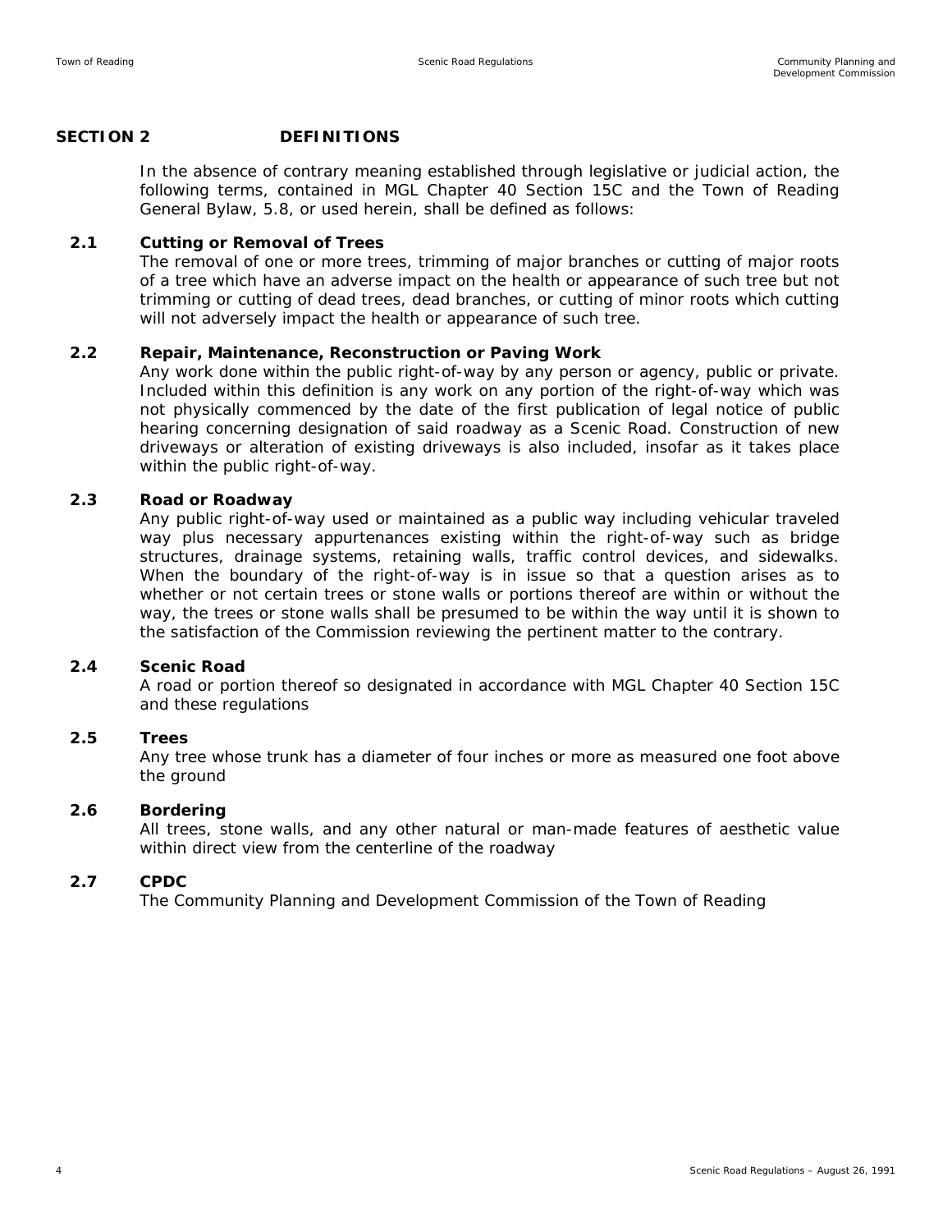## SECTION 2 DEFINITIONS

In the absence of contrary meaning established through legislative or judicial action, the following terms, contained in MGL Chapter 40 Section 15C and the Town of Reading General Bylaw, 5.8, or used herein, shall be defined as follows:

### 2.1 Cutting or Removal of Trees

The removal of one or more trees, trimming of major branches or cutting of major roots of a tree which have an adverse impact on the health or appearance of such tree but not trimming or cutting of dead trees, dead branches, or cutting of minor roots which cutting will not adversely impact the health or appearance of such tree.

### 2.2 Repair, Maintenance, Reconstruction or Paving Work

Any work done within the public right-of-way by any person or agency, public or private. Included within this definition is any work on any portion of the right-of-way which was not physically commenced by the date of the first publication of legal notice of public hearing concerning designation of said roadway as a Scenic Road. Construction of new driveways or alteration of existing driveways is also included, insofar as it takes place within the public right-of-way.

### 2.3 Road or Roadway

Any public right-of-way used or maintained as a public way including vehicular traveled way plus necessary appurtenances existing within the right-of-way such as bridge structures, drainage systems, retaining walls, traffic control devices, and sidewalks. When the boundary of the right-of-way is in issue so that a question arises as to whether or not certain trees or stone walls or portions thereof are within or without the way, the trees or stone walls shall be presumed to be within the way until it is shown to the satisfaction of the Commission reviewing the pertinent matter to the contrary.

### 2.4 Scenic Road

A road or portion thereof so designated in accordance with MGL Chapter 40 Section 15C and these regulations

### 2.5 Trees

Any tree whose trunk has a diameter of four inches or more as measured one foot above the ground

### 2.6 Bordering

All trees, stone walls, and any other natural or man-made features of aesthetic value within direct view from the centerline of the roadway

### 2.7 CPDC

The Community Planning and Development Commission of the Town of Reading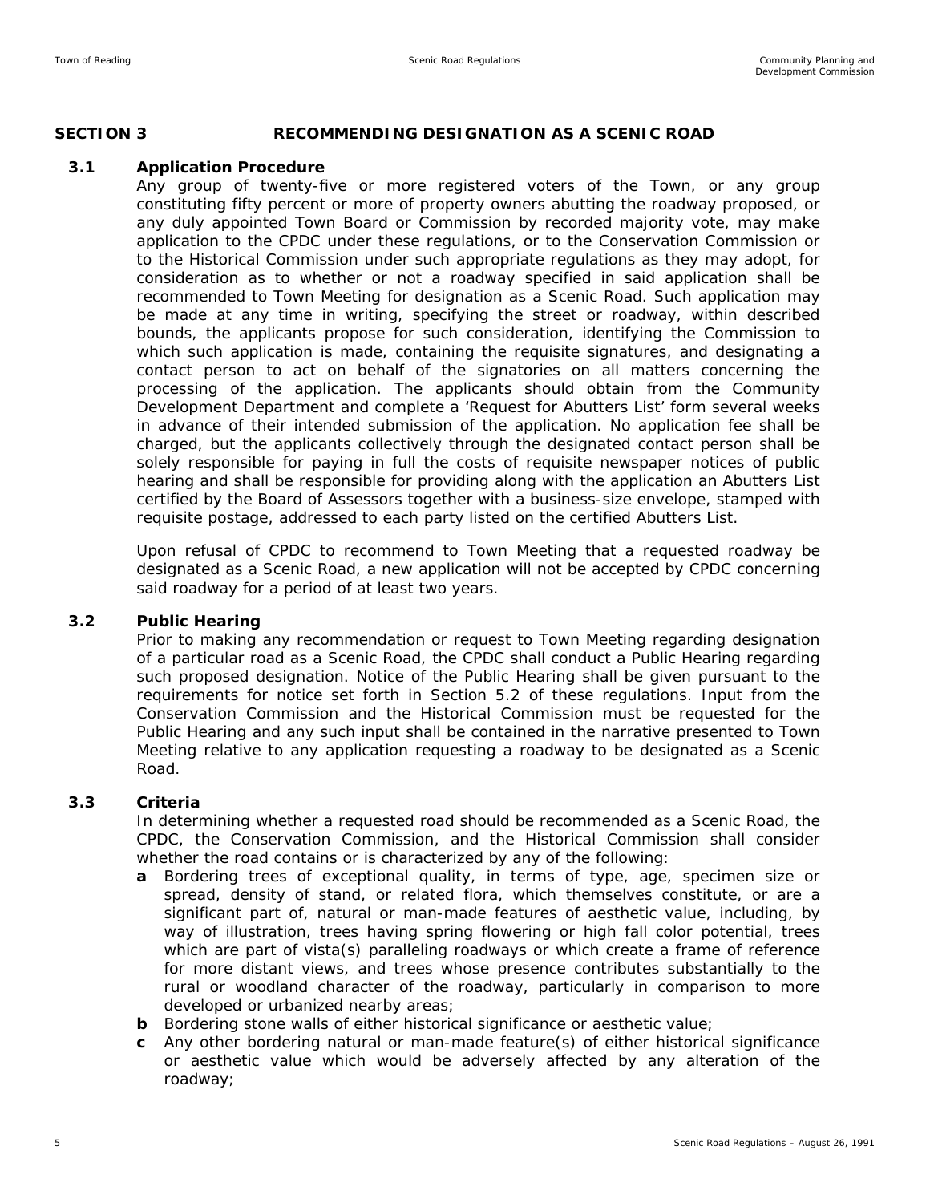## SECTION 3 RECOMMENDING DESIGNATION AS A SCENIC ROAD

### 3.1 Application Procedure

Any group of twenty-five or more registered voters of the Town, or any group constituting fifty percent or more of property owners abutting the roadway proposed, or any duly appointed Town Board or Commission by recorded majority vote, may make application to the CPDC under these regulations, or to the Conservation Commission or to the Historical Commission under such appropriate regulations as they may adopt, for consideration as to whether or not a roadway specified in said application shall be recommended to Town Meeting for designation as a Scenic Road. Such application may be made at any time in writing, specifying the street or roadway, within described bounds, the applicants propose for such consideration, identifying the Commission to which such application is made, containing the requisite signatures, and designating a contact person to act on behalf of the signatories on all matters concerning the processing of the application. The applicants should obtain from the Community Development Department and complete a 'Request for Abutters List' form several weeks in advance of their intended submission of the application. No application fee shall be charged, but the applicants collectively through the designated contact person shall be solely responsible for paying in full the costs of requisite newspaper notices of public hearing and shall be responsible for providing along with the application an Abutters List certified by the Board of Assessors together with a business-size envelope, stamped with requisite postage, addressed to each party listed on the certified Abutters List.

Upon refusal of CPDC to recommend to Town Meeting that a requested roadway be designated as a Scenic Road, a new application will not be accepted by CPDC concerning said roadway for a period of at least two years.

### 3.2 Public Hearing

Prior to making any recommendation or request to Town Meeting regarding designation of a particular road as a Scenic Road, the CPDC shall conduct a Public Hearing regarding such proposed designation. Notice of the Public Hearing shall be given pursuant to the requirements for notice set forth in Section 5.2 of these regulations. Input from the Conservation Commission and the Historical Commission must be requested for the Public Hearing and any such input shall be contained in the narrative presented to Town Meeting relative to any application requesting a roadway to be designated as a Scenic Road.

### 3.3 Criteria

In determining whether a requested road should be recommended as a Scenic Road, the CPDC, the Conservation Commission, and the Historical Commission shall consider whether the road contains or is characterized by any of the following:

- **a** Bordering trees of exceptional quality, in terms of type, age, specimen size or spread, density of stand, or related flora, which themselves constitute, or are a significant part of, natural or man-made features of aesthetic value, including, by way of illustration, trees having spring flowering or high fall color potential, trees which are part of vista(s) paralleling roadways or which create a frame of reference for more distant views, and trees whose presence contributes substantially to the rural or woodland character of the roadway, particularly in comparison to more developed or urbanized nearby areas;
- **b** Bordering stone walls of either historical significance or aesthetic value;
- **c** Any other bordering natural or man-made feature(s) of either historical significance or aesthetic value which would be adversely affected by any alteration of the roadway;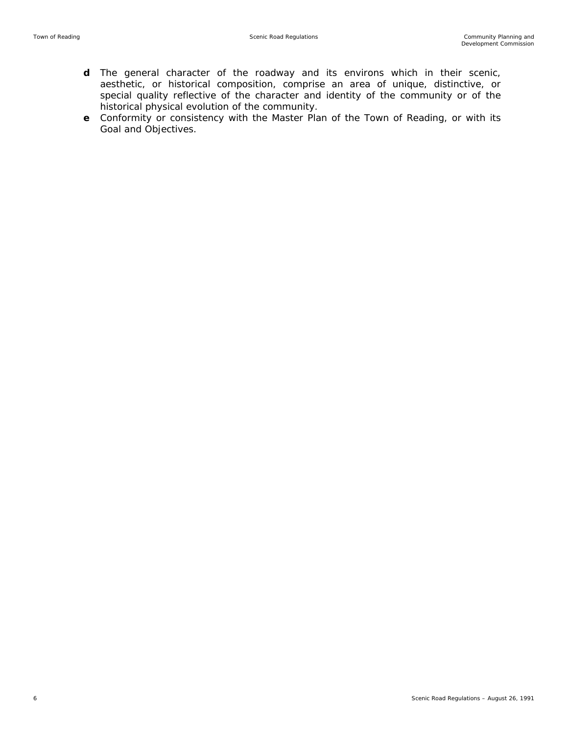**d** The general character of the roadway and its environs which in their scenic, aesthetic, or historical composition, comprise an area of unique, distinctive, or special quality reflective of the character and identity of the community or of the historical physical evolution of the community.

**e** Conformity or consistency with the Master Plan of the Town of Reading, or with its Goal and Objectives.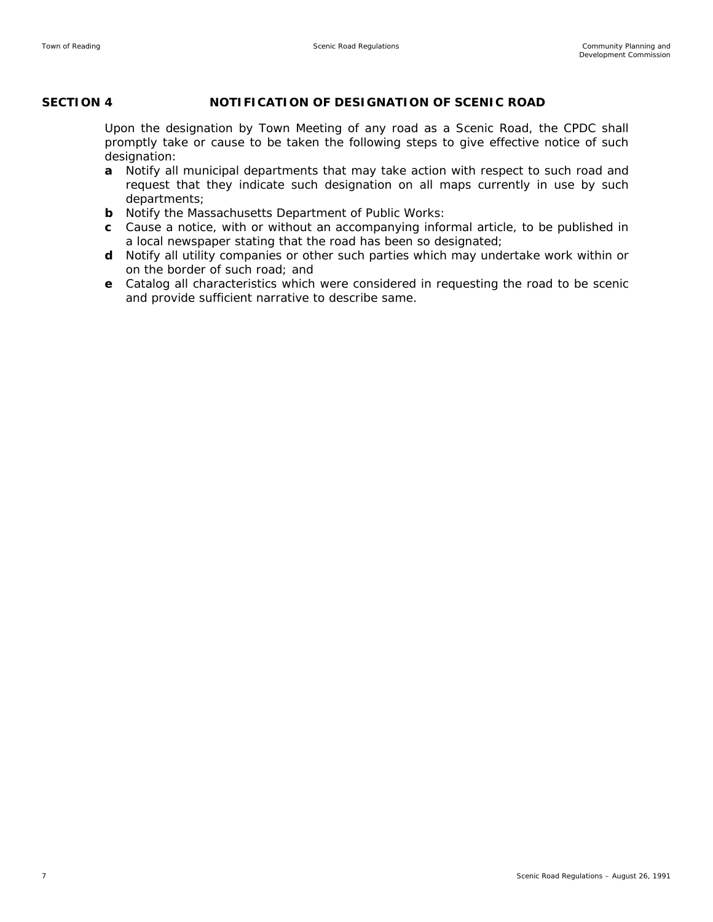## SECTION 4 NOTIFICATION OF DESIGNATION OF SCENIC ROAD

Upon the designation by Town Meeting of any road as a Scenic Road, the CPDC shall promptly take or cause to be taken the following steps to give effective notice of such designation:

- **a** Notify all municipal departments that may take action with respect to such road and request that they indicate such designation on all maps currently in use by such departments;
- **b** Notify the Massachusetts Department of Public Works:
- **c** Cause a notice, with or without an accompanying informal article, to be published in a local newspaper stating that the road has been so designated;
- **d** Notify all utility companies or other such parties which may undertake work within or on the border of such road; and
- **e** Catalog all characteristics which were considered in requesting the road to be scenic and provide sufficient narrative to describe same.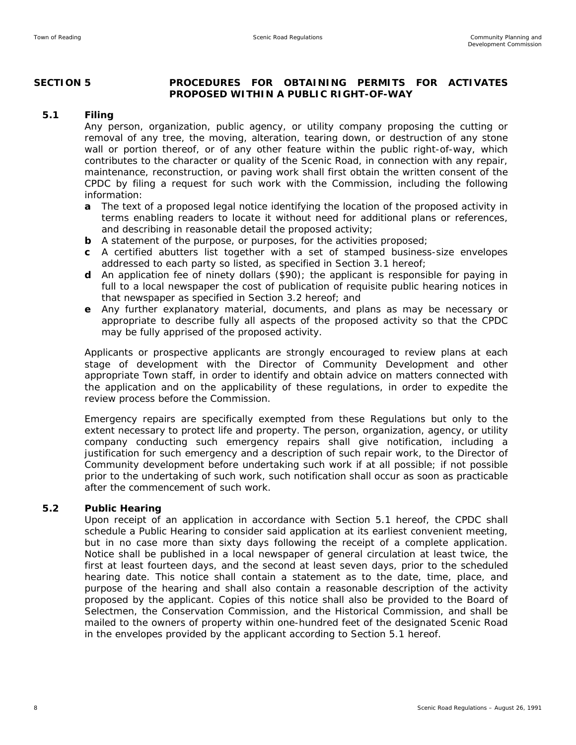## SECTION 5 PROCEDURES FOR OBTAINING PERMITS FOR ACTIVATES PROPOSED WITHIN A PUBLIC RIGHT-OF-WAY

### 5.1 Filing

Any person, organization, public agency, or utility company proposing the cutting or removal of any tree, the moving, alteration, tearing down, or destruction of any stone wall or portion thereof, or of any other feature within the public right-of-way, which contributes to the character or quality of the Scenic Road, in connection with any repair, maintenance, reconstruction, or paving work shall first obtain the written consent of the CPDC by filing a request for such work with the Commission, including the following information:

- **a** The text of a proposed legal notice identifying the location of the proposed activity in terms enabling readers to locate it without need for additional plans or references, and describing in reasonable detail the proposed activity;
- **b** A statement of the purpose, or purposes, for the activities proposed;
- **c** A certified abutters list together with a set of stamped business-size envelopes addressed to each party so listed, as specified in Section 3.1 hereof;
- **d** An application fee of ninety dollars ($90); the applicant is responsible for paying in full to a local newspaper the cost of publication of requisite public hearing notices in that newspaper as specified in Section 3.2 hereof; and
- **e** Any further explanatory material, documents, and plans as may be necessary or appropriate to describe fully all aspects of the proposed activity so that the CPDC may be fully apprised of the proposed activity.

Applicants or prospective applicants are strongly encouraged to review plans at each stage of development with the Director of Community Development and other appropriate Town staff, in order to identify and obtain advice on matters connected with the application and on the applicability of these regulations, in order to expedite the review process before the Commission.

Emergency repairs are specifically exempted from these Regulations but only to the extent necessary to protect life and property. The person, organization, agency, or utility company conducting such emergency repairs shall give notification, including a justification for such emergency and a description of such repair work, to the Director of Community development before undertaking such work if at all possible; if not possible prior to the undertaking of such work, such notification shall occur as soon as practicable after the commencement of such work.

### 5.2 Public Hearing

Upon receipt of an application in accordance with Section 5.1 hereof, the CPDC shall schedule a Public Hearing to consider said application at its earliest convenient meeting, but in no case more than sixty days following the receipt of a complete application. Notice shall be published in a local newspaper of general circulation at least twice, the first at least fourteen days, and the second at least seven days, prior to the scheduled hearing date. This notice shall contain a statement as to the date, time, place, and purpose of the hearing and shall also contain a reasonable description of the activity proposed by the applicant. Copies of this notice shall also be provided to the Board of Selectmen, the Conservation Commission, and the Historical Commission, and shall be mailed to the owners of property within one-hundred feet of the designated Scenic Road in the envelopes provided by the applicant according to Section 5.1 hereof.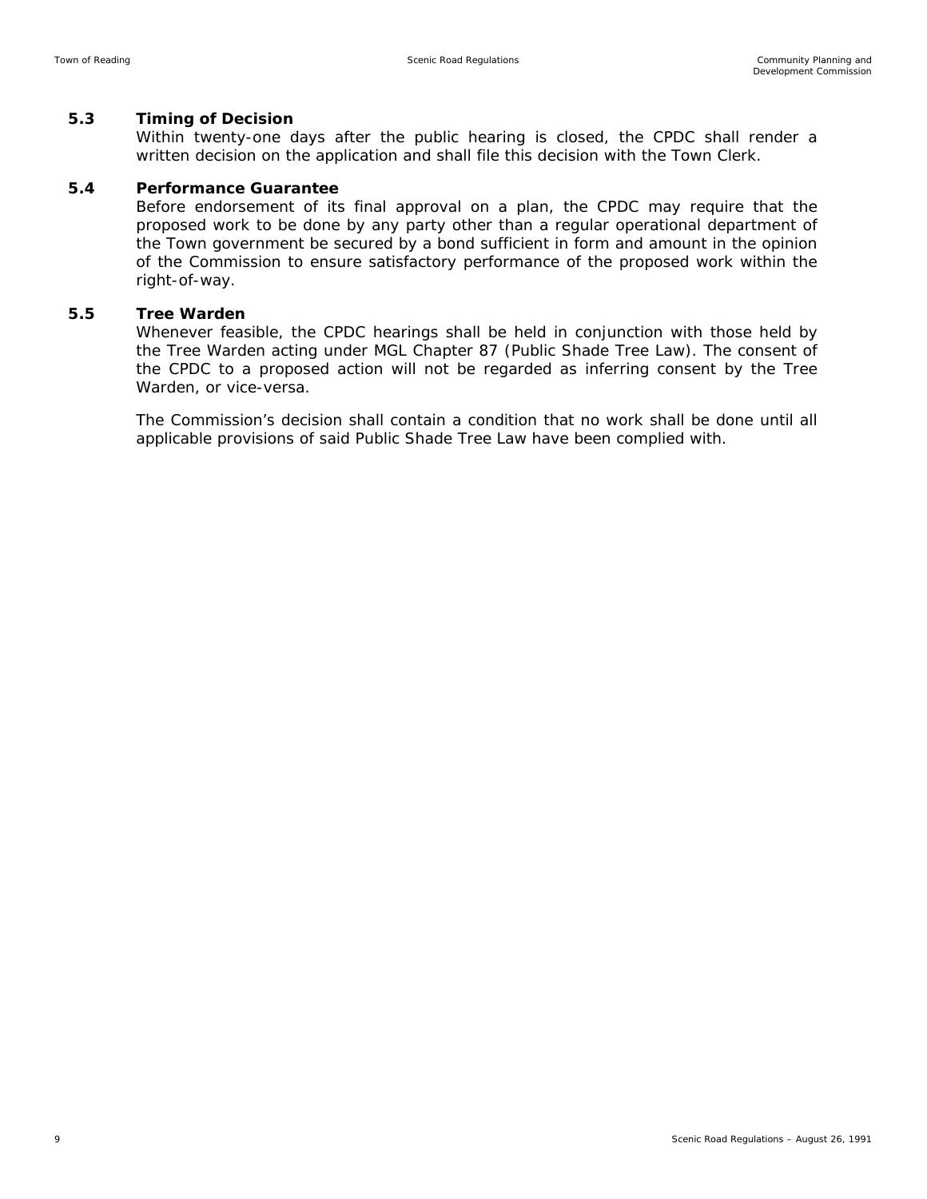### 5.3 Timing of Decision

Within twenty-one days after the public hearing is closed, the CPDC shall render a written decision on the application and shall file this decision with the Town Clerk.

### 5.4 Performance Guarantee

Before endorsement of its final approval on a plan, the CPDC may require that the proposed work to be done by any party other than a regular operational department of the Town government be secured by a bond sufficient in form and amount in the opinion of the Commission to ensure satisfactory performance of the proposed work within the right-of-way.

### 5.5 Tree Warden

Whenever feasible, the CPDC hearings shall be held in conjunction with those held by the Tree Warden acting under MGL Chapter 87 (Public Shade Tree Law). The consent of the CPDC to a proposed action will not be regarded as inferring consent by the Tree Warden, or vice-versa.

The Commission's decision shall contain a condition that no work shall be done until all applicable provisions of said Public Shade Tree Law have been complied with.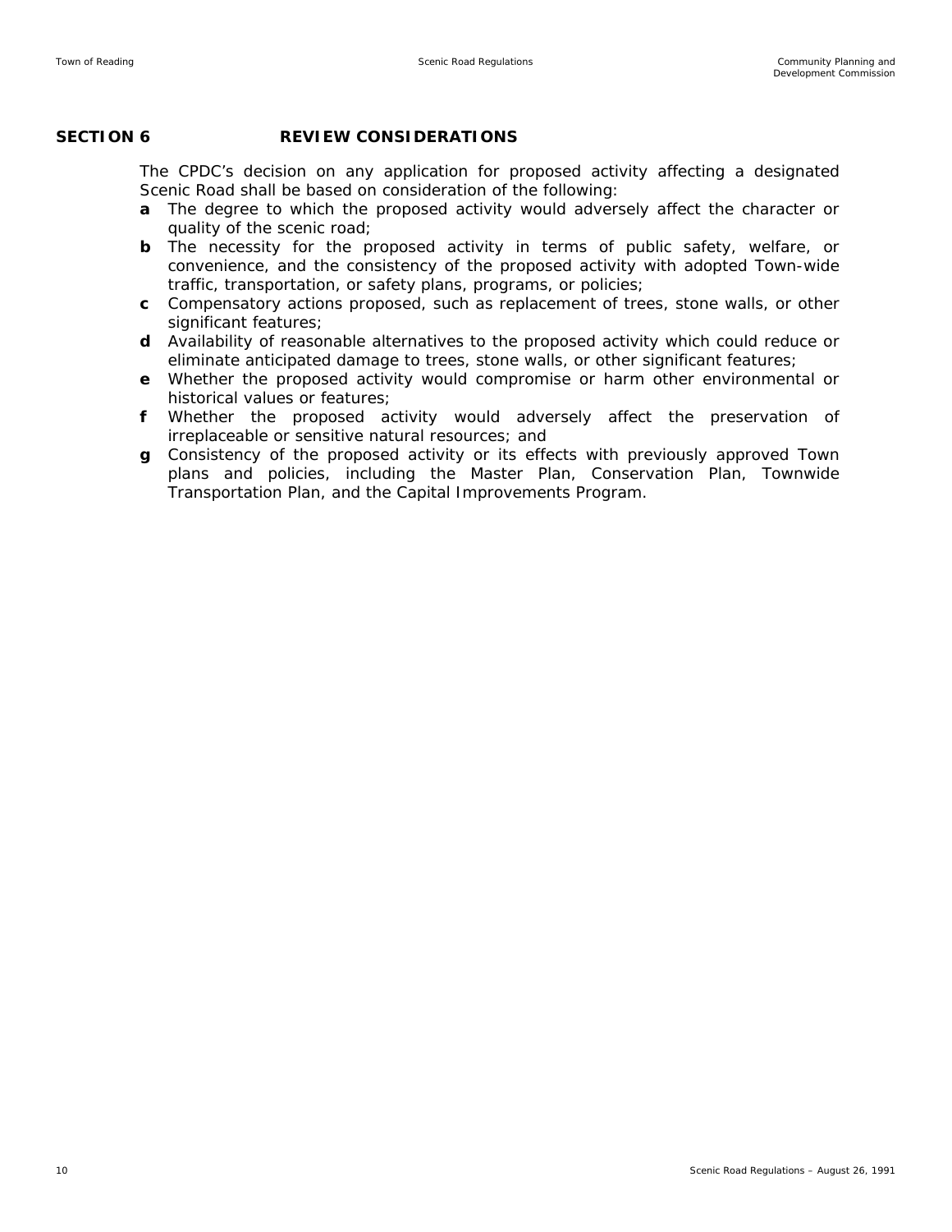## SECTION 6 REVIEW CONSIDERATIONS

The CPDC's decision on any application for proposed activity affecting a designated Scenic Road shall be based on consideration of the following:

**a** The degree to which the proposed activity would adversely affect the character or quality of the scenic road;

**b** The necessity for the proposed activity in terms of public safety, welfare, or convenience, and the consistency of the proposed activity with adopted Town-wide traffic, transportation, or safety plans, programs, or policies;

**c** Compensatory actions proposed, such as replacement of trees, stone walls, or other significant features;

**d** Availability of reasonable alternatives to the proposed activity which could reduce or eliminate anticipated damage to trees, stone walls, or other significant features;

**e** Whether the proposed activity would compromise or harm other environmental or historical values or features;

**f** Whether the proposed activity would adversely affect the preservation of irreplaceable or sensitive natural resources; and

**g** Consistency of the proposed activity or its effects with previously approved Town plans and policies, including the Master Plan, Conservation Plan, Townwide Transportation Plan, and the Capital Improvements Program.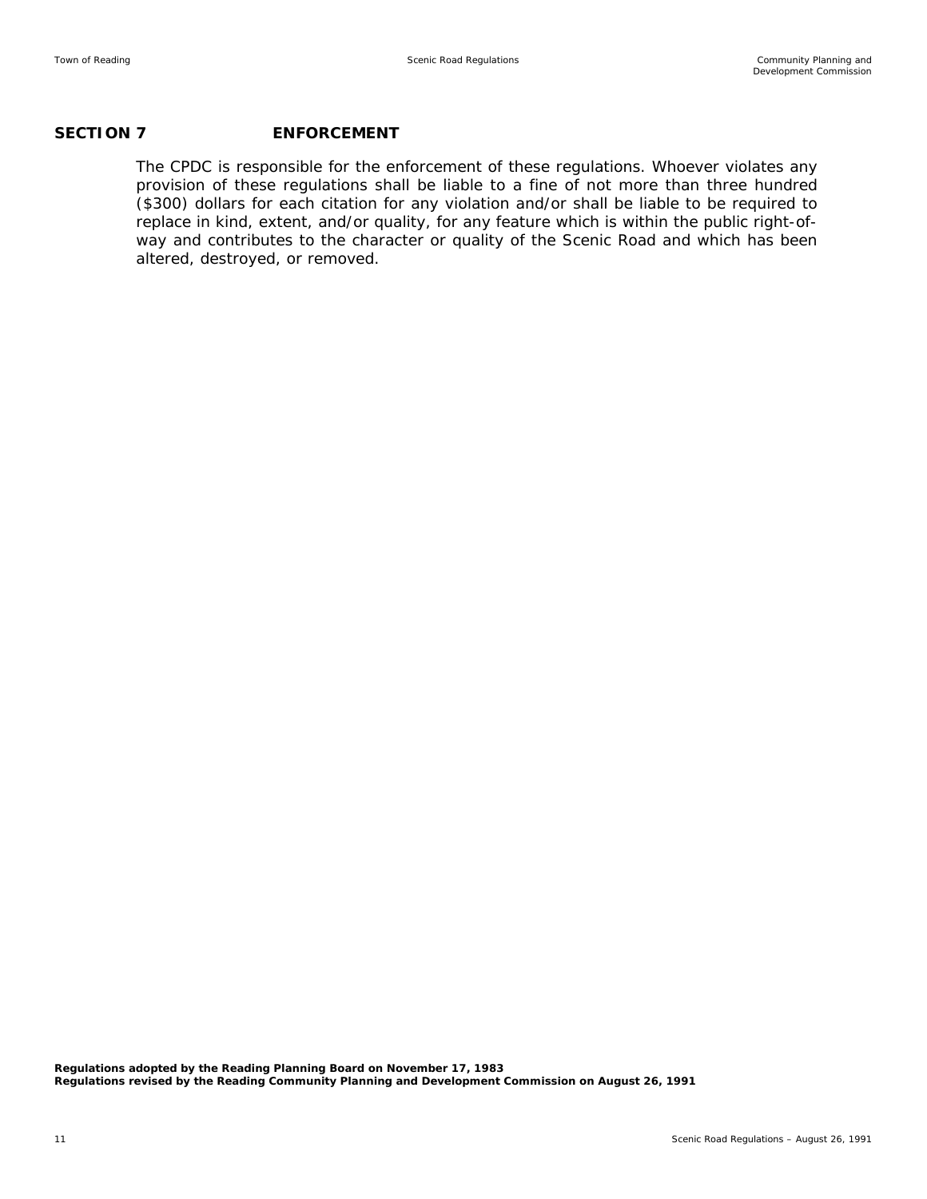## SECTION 7 ENFORCEMENT

The CPDC is responsible for the enforcement of these regulations. Whoever violates any provision of these regulations shall be liable to a fine of not more than three hundred ($300) dollars for each citation for any violation and/or shall be liable to be required to replace in kind, extent, and/or quality, for any feature which is within the public right-of-way and contributes to the character or quality of the Scenic Road and which has been altered, destroyed, or removed.

**Regulations adopted by the Reading Planning Board on November 17, 1983**
**Regulations revised by the Reading Community Planning and Development Commission on August 26, 1991**